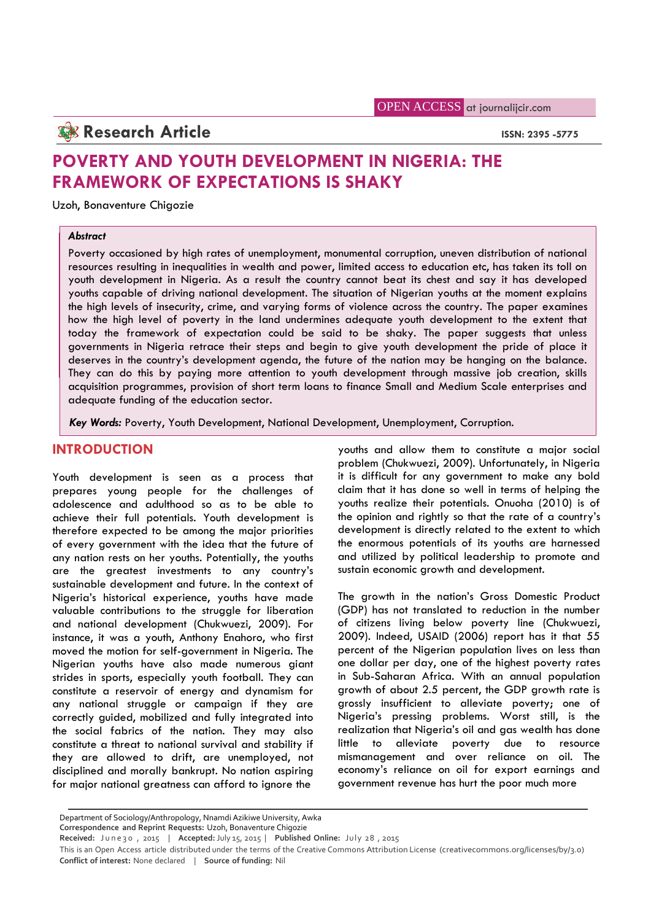OPEN ACCESS at journalijcir.com

# Research Article

ISSN: 2395 -5775

# POVERTY AND YOUTH DEVELOPMENT IN NIGERIA: THE FRAMEWORK OF EXPECTATIONS IS SHAKY

Uzoh, Bonaventure Chigozie

***Abstract***

Poverty occasioned by high rates of unemployment, monumental corruption, uneven distribution of national resources resulting in inequalities in wealth and power, limited access to education etc, has taken its toll on youth development in Nigeria. As a result the country cannot beat its chest and say it has developed youths capable of driving national development. The situation of Nigerian youths at the moment explains the high levels of insecurity, crime, and varying forms of violence across the country. The paper examines how the high level of poverty in the land undermines adequate youth development to the extent that today the framework of expectation could be said to be shaky. The paper suggests that unless governments in Nigeria retrace their steps and begin to give youth development the pride of place it deserves in the country's development agenda, the future of the nation may be hanging on the balance. They can do this by paying more attention to youth development through massive job creation, skills acquisition programmes, provision of short term loans to finance Small and Medium Scale enterprises and adequate funding of the education sector.

***Key Words:*** Poverty, Youth Development, National Development, Unemployment, Corruption.

## INTRODUCTION

Youth development is seen as a process that prepares young people for the challenges of adolescence and adulthood so as to be able to achieve their full potentials. Youth development is therefore expected to be among the major priorities of every government with the idea that the future of any nation rests on her youths. Potentially, the youths are the greatest investments to any country's sustainable development and future. In the context of Nigeria's historical experience, youths have made valuable contributions to the struggle for liberation and national development (Chukwuezi, 2009). For instance, it was a youth, Anthony Enahoro, who first moved the motion for self-government in Nigeria. The Nigerian youths have also made numerous giant strides in sports, especially youth football. They can constitute a reservoir of energy and dynamism for any national struggle or campaign if they are correctly guided, mobilized and fully integrated into the social fabrics of the nation. They may also constitute a threat to national survival and stability if they are allowed to drift, are unemployed, not disciplined and morally bankrupt. No nation aspiring for major national greatness can afford to ignore the youths and allow them to constitute a major social problem (Chukwuezi, 2009). Unfortunately, in Nigeria it is difficult for any government to make any bold claim that it has done so well in terms of helping the youths realize their potentials. Onuoha (2010) is of the opinion and rightly so that the rate of a country's development is directly related to the extent to which the enormous potentials of its youths are harnessed and utilized by political leadership to promote and sustain economic growth and development.

The growth in the nation's Gross Domestic Product (GDP) has not translated to reduction in the number of citizens living below poverty line (Chukwuezi, 2009). Indeed, USAID (2006) report has it that 55 percent of the Nigerian population lives on less than one dollar per day, one of the highest poverty rates in Sub-Saharan Africa. With an annual population growth of about 2.5 percent, the GDP growth rate is grossly insufficient to alleviate poverty; one of Nigeria's pressing problems. Worst still, is the realization that Nigeria's oil and gas wealth has done little to alleviate poverty due to resource mismanagement and over reliance on oil. The economy's reliance on oil for export earnings and government revenue has hurt the poor much more

Department of Sociology/Anthropology, Nnamdi Azikiwe University, Awka
**Correspondence and Reprint Requests:** Uzoh, Bonaventure Chigozie
**Received:** June 30, 2015 | **Accepted:** July 15, 2015 | **Published Online:** July 28, 2015
This is an Open Access article distributed under the terms of the Creative Commons Attribution License (creativecommons.org/licenses/by/3.0)
**Conflict of interest:** None declared | **Source of funding:** Nil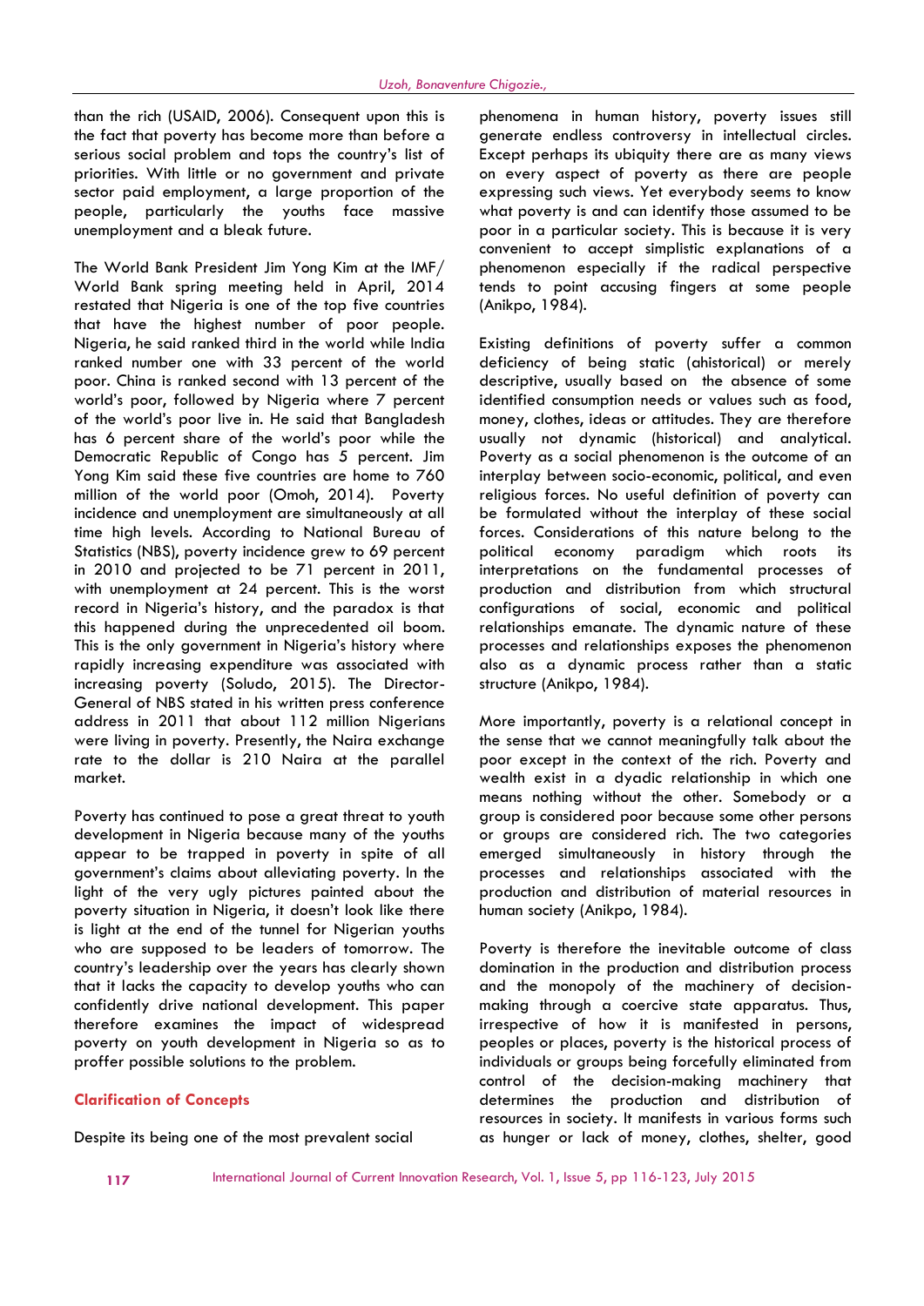than the rich (USAID, 2006). Consequent upon this is the fact that poverty has become more than before a serious social problem and tops the country's list of priorities. With little or no government and private sector paid employment, a large proportion of the people, particularly the youths face massive unemployment and a bleak future.

The World Bank President Jim Yong Kim at the IMF/ World Bank spring meeting held in April, 2014 restated that Nigeria is one of the top five countries that have the highest number of poor people. Nigeria, he said ranked third in the world while India ranked number one with 33 percent of the world poor. China is ranked second with 13 percent of the world's poor, followed by Nigeria where 7 percent of the world's poor live in. He said that Bangladesh has 6 percent share of the world's poor while the Democratic Republic of Congo has 5 percent. Jim Yong Kim said these five countries are home to 760 million of the world poor (Omoh, 2014). Poverty incidence and unemployment are simultaneously at all time high levels. According to National Bureau of Statistics (NBS), poverty incidence grew to 69 percent in 2010 and projected to be 71 percent in 2011, with unemployment at 24 percent. This is the worst record in Nigeria's history, and the paradox is that this happened during the unprecedented oil boom. This is the only government in Nigeria's history where rapidly increasing expenditure was associated with increasing poverty (Soludo, 2015). The Director-General of NBS stated in his written press conference address in 2011 that about 112 million Nigerians were living in poverty. Presently, the Naira exchange rate to the dollar is 210 Naira at the parallel market.

Poverty has continued to pose a great threat to youth development in Nigeria because many of the youths appear to be trapped in poverty in spite of all government's claims about alleviating poverty. In the light of the very ugly pictures painted about the poverty situation in Nigeria, it doesn't look like there is light at the end of the tunnel for Nigerian youths who are supposed to be leaders of tomorrow. The country's leadership over the years has clearly shown that it lacks the capacity to develop youths who can confidently drive national development. This paper therefore examines the impact of widespread poverty on youth development in Nigeria so as to proffer possible solutions to the problem.

## Clarification of Concepts

Despite its being one of the most prevalent social phenomena in human history, poverty issues still generate endless controversy in intellectual circles. Except perhaps its ubiquity there are as many views on every aspect of poverty as there are people expressing such views. Yet everybody seems to know what poverty is and can identify those assumed to be poor in a particular society. This is because it is very convenient to accept simplistic explanations of a phenomenon especially if the radical perspective tends to point accusing fingers at some people (Anikpo, 1984).

Existing definitions of poverty suffer a common deficiency of being static (ahistorical) or merely descriptive, usually based on the absence of some identified consumption needs or values such as food, money, clothes, ideas or attitudes. They are therefore usually not dynamic (historical) and analytical. Poverty as a social phenomenon is the outcome of an interplay between socio-economic, political, and even religious forces. No useful definition of poverty can be formulated without the interplay of these social forces. Considerations of this nature belong to the political economy paradigm which roots its interpretations on the fundamental processes of production and distribution from which structural configurations of social, economic and political relationships emanate. The dynamic nature of these processes and relationships exposes the phenomenon also as a dynamic process rather than a static structure (Anikpo, 1984).

More importantly, poverty is a relational concept in the sense that we cannot meaningfully talk about the poor except in the context of the rich. Poverty and wealth exist in a dyadic relationship in which one means nothing without the other. Somebody or a group is considered poor because some other persons or groups are considered rich. The two categories emerged simultaneously in history through the processes and relationships associated with the production and distribution of material resources in human society (Anikpo, 1984).

Poverty is therefore the inevitable outcome of class domination in the production and distribution process and the monopoly of the machinery of decision-making through a coercive state apparatus. Thus, irrespective of how it is manifested in persons, peoples or places, poverty is the historical process of individuals or groups being forcefully eliminated from control of the decision-making machinery that determines the production and distribution of resources in society. It manifests in various forms such as hunger or lack of money, clothes, shelter, good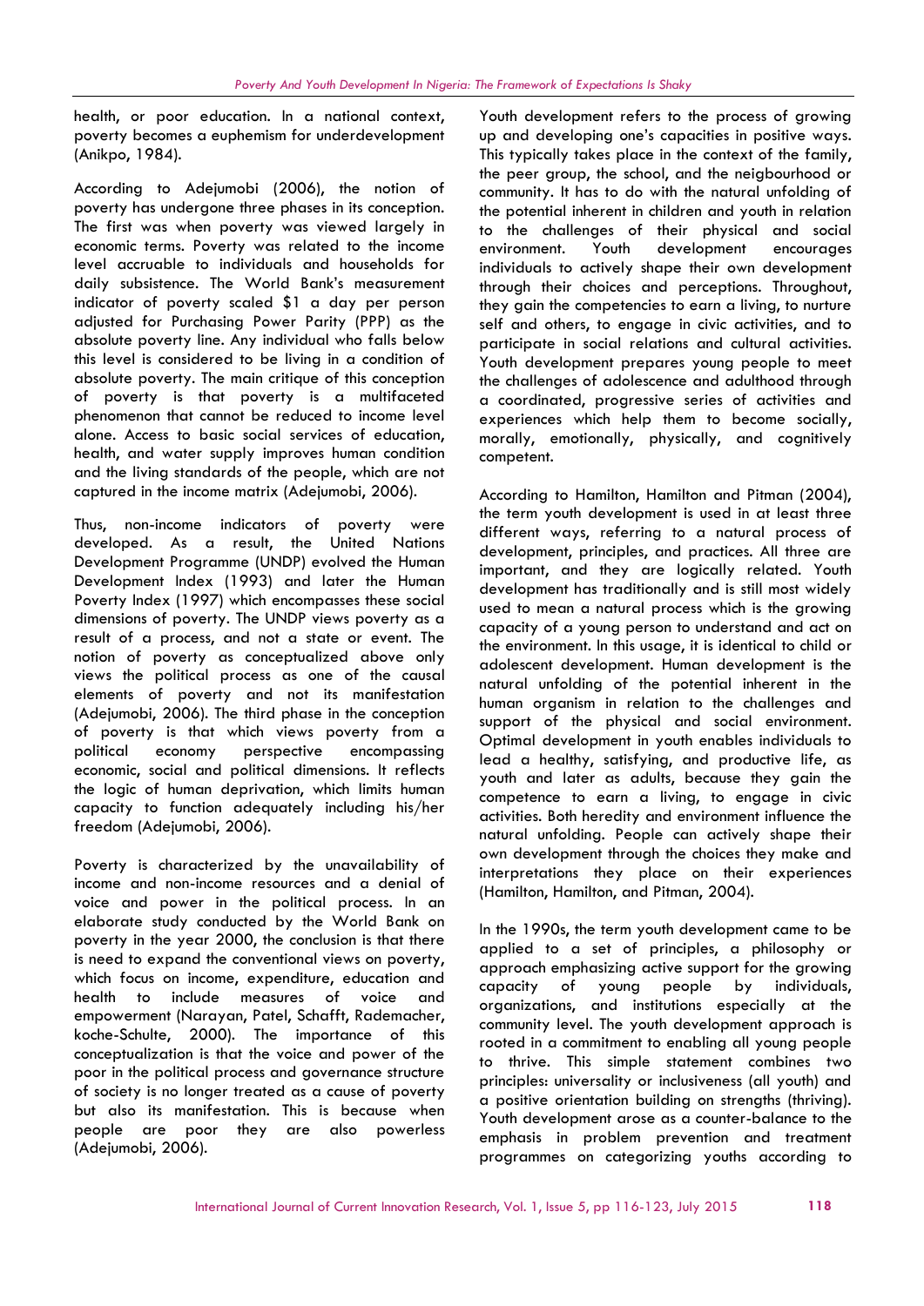health, or poor education. In a national context, poverty becomes a euphemism for underdevelopment (Anikpo, 1984).

According to Adejumobi (2006), the notion of poverty has undergone three phases in its conception. The first was when poverty was viewed largely in economic terms. Poverty was related to the income level accruable to individuals and households for daily subsistence. The World Bank's measurement indicator of poverty scaled $1 a day per person adjusted for Purchasing Power Parity (PPP) as the absolute poverty line. Any individual who falls below this level is considered to be living in a condition of absolute poverty. The main critique of this conception of poverty is that poverty is a multifaceted phenomenon that cannot be reduced to income level alone. Access to basic social services of education, health, and water supply improves human condition and the living standards of the people, which are not captured in the income matrix (Adejumobi, 2006).

Thus, non-income indicators of poverty were developed. As a result, the United Nations Development Programme (UNDP) evolved the Human Development Index (1993) and later the Human Poverty Index (1997) which encompasses these social dimensions of poverty. The UNDP views poverty as a result of a process, and not a state or event. The notion of poverty as conceptualized above only views the political process as one of the causal elements of poverty and not its manifestation (Adejumobi, 2006). The third phase in the conception of poverty is that which views poverty from a political economy perspective encompassing economic, social and political dimensions. It reflects the logic of human deprivation, which limits human capacity to function adequately including his/her freedom (Adejumobi, 2006).

Poverty is characterized by the unavailability of income and non-income resources and a denial of voice and power in the political process. In an elaborate study conducted by the World Bank on poverty in the year 2000, the conclusion is that there is need to expand the conventional views on poverty, which focus on income, expenditure, education and health to include measures of voice and empowerment (Narayan, Patel, Schafft, Rademacher, koche-Schulte, 2000). The importance of this conceptualization is that the voice and power of the poor in the political process and governance structure of society is no longer treated as a cause of poverty but also its manifestation. This is because when people are poor they are also powerless (Adejumobi, 2006).

Youth development refers to the process of growing up and developing one's capacities in positive ways. This typically takes place in the context of the family, the peer group, the school, and the neigbourhood or community. It has to do with the natural unfolding of the potential inherent in children and youth in relation to the challenges of their physical and social environment. Youth development encourages individuals to actively shape their own development through their choices and perceptions. Throughout, they gain the competencies to earn a living, to nurture self and others, to engage in civic activities, and to participate in social relations and cultural activities. Youth development prepares young people to meet the challenges of adolescence and adulthood through a coordinated, progressive series of activities and experiences which help them to become socially, morally, emotionally, physically, and cognitively competent.

According to Hamilton, Hamilton and Pitman (2004), the term youth development is used in at least three different ways, referring to a natural process of development, principles, and practices. All three are important, and they are logically related. Youth development has traditionally and is still most widely used to mean a natural process which is the growing capacity of a young person to understand and act on the environment. In this usage, it is identical to child or adolescent development. Human development is the natural unfolding of the potential inherent in the human organism in relation to the challenges and support of the physical and social environment. Optimal development in youth enables individuals to lead a healthy, satisfying, and productive life, as youth and later as adults, because they gain the competence to earn a living, to engage in civic activities. Both heredity and environment influence the natural unfolding. People can actively shape their own development through the choices they make and interpretations they place on their experiences (Hamilton, Hamilton, and Pitman, 2004).

In the 1990s, the term youth development came to be applied to a set of principles, a philosophy or approach emphasizing active support for the growing capacity of young people by individuals, organizations, and institutions especially at the community level. The youth development approach is rooted in a commitment to enabling all young people to thrive. This simple statement combines two principles: universality or inclusiveness (all youth) and a positive orientation building on strengths (thriving). Youth development arose as a counter-balance to the emphasis in problem prevention and treatment programmes on categorizing youths according to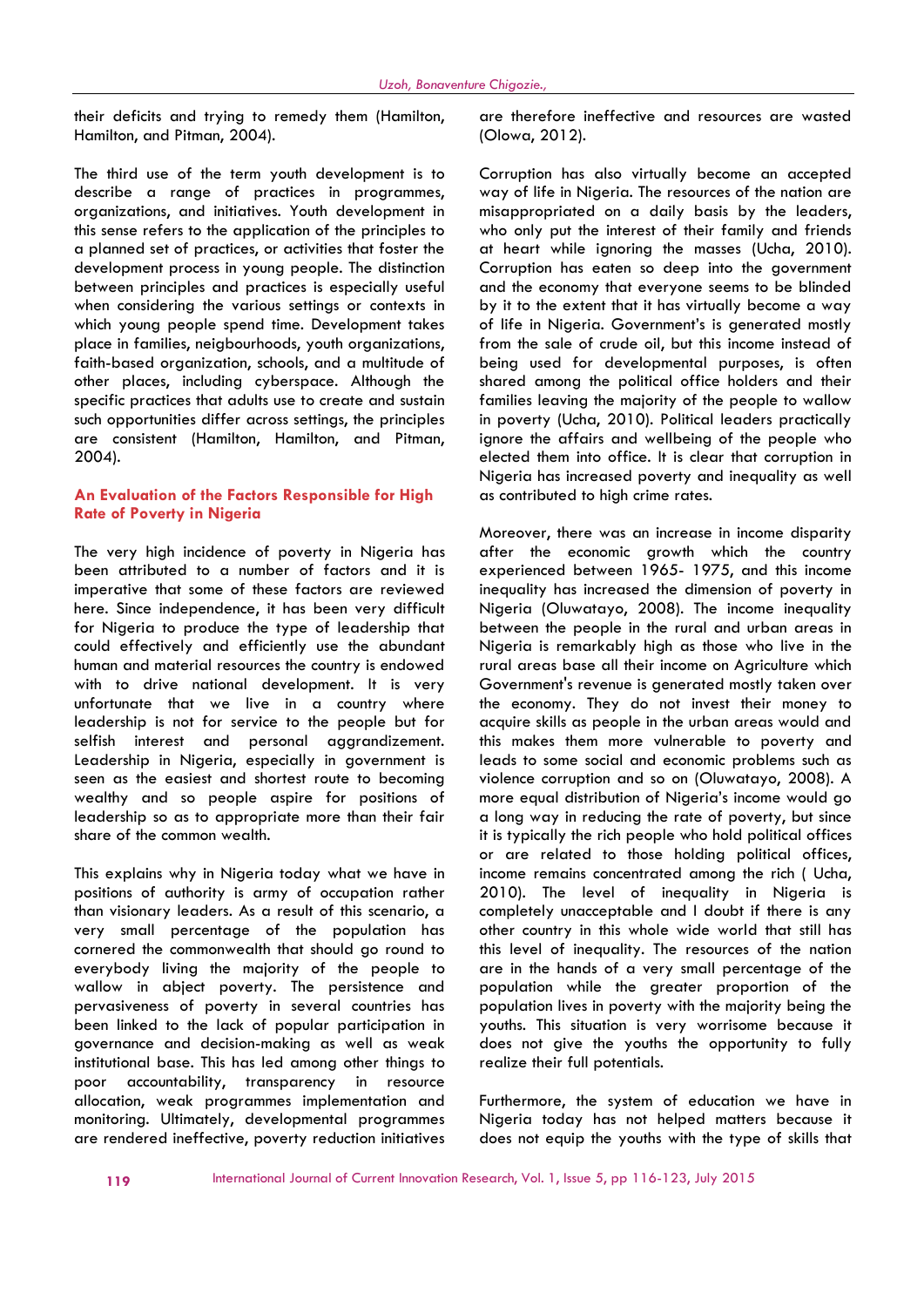their deficits and trying to remedy them (Hamilton, Hamilton, and Pitman, 2004).

The third use of the term youth development is to describe a range of practices in programmes, organizations, and initiatives. Youth development in this sense refers to the application of the principles to a planned set of practices, or activities that foster the development process in young people. The distinction between principles and practices is especially useful when considering the various settings or contexts in which young people spend time. Development takes place in families, neigbourhoods, youth organizations, faith-based organization, schools, and a multitude of other places, including cyberspace. Although the specific practices that adults use to create and sustain such opportunities differ across settings, the principles are consistent (Hamilton, Hamilton, and Pitman, 2004).

## An Evaluation of the Factors Responsible for High Rate of Poverty in Nigeria

The very high incidence of poverty in Nigeria has been attributed to a number of factors and it is imperative that some of these factors are reviewed here. Since independence, it has been very difficult for Nigeria to produce the type of leadership that could effectively and efficiently use the abundant human and material resources the country is endowed with to drive national development. It is very unfortunate that we live in a country where leadership is not for service to the people but for selfish interest and personal aggrandizement. Leadership in Nigeria, especially in government is seen as the easiest and shortest route to becoming wealthy and so people aspire for positions of leadership so as to appropriate more than their fair share of the common wealth.

This explains why in Nigeria today what we have in positions of authority is army of occupation rather than visionary leaders. As a result of this scenario, a very small percentage of the population has cornered the commonwealth that should go round to everybody living the majority of the people to wallow in abject poverty. The persistence and pervasiveness of poverty in several countries has been linked to the lack of popular participation in governance and decision-making as well as weak institutional base. This has led among other things to poor accountability, transparency in resource allocation, weak programmes implementation and monitoring. Ultimately, developmental programmes are rendered ineffective, poverty reduction initiatives are therefore ineffective and resources are wasted (Olowa, 2012).

Corruption has also virtually become an accepted way of life in Nigeria. The resources of the nation are misappropriated on a daily basis by the leaders, who only put the interest of their family and friends at heart while ignoring the masses (Ucha, 2010). Corruption has eaten so deep into the government and the economy that everyone seems to be blinded by it to the extent that it has virtually become a way of life in Nigeria. Government's is generated mostly from the sale of crude oil, but this income instead of being used for developmental purposes, is often shared among the political office holders and their families leaving the majority of the people to wallow in poverty (Ucha, 2010). Political leaders practically ignore the affairs and wellbeing of the people who elected them into office. It is clear that corruption in Nigeria has increased poverty and inequality as well as contributed to high crime rates.

Moreover, there was an increase in income disparity after the economic growth which the country experienced between 1965- 1975, and this income inequality has increased the dimension of poverty in Nigeria (Oluwatayo, 2008). The income inequality between the people in the rural and urban areas in Nigeria is remarkably high as those who live in the rural areas base all their income on Agriculture which Government's revenue is generated mostly taken over the economy. They do not invest their money to acquire skills as people in the urban areas would and this makes them more vulnerable to poverty and leads to some social and economic problems such as violence corruption and so on (Oluwatayo, 2008). A more equal distribution of Nigeria's income would go a long way in reducing the rate of poverty, but since it is typically the rich people who hold political offices or are related to those holding political offices, income remains concentrated among the rich ( Ucha, 2010). The level of inequality in Nigeria is completely unacceptable and I doubt if there is any other country in this whole wide world that still has this level of inequality. The resources of the nation are in the hands of a very small percentage of the population while the greater proportion of the population lives in poverty with the majority being the youths. This situation is very worrisome because it does not give the youths the opportunity to fully realize their full potentials.

Furthermore, the system of education we have in Nigeria today has not helped matters because it does not equip the youths with the type of skills that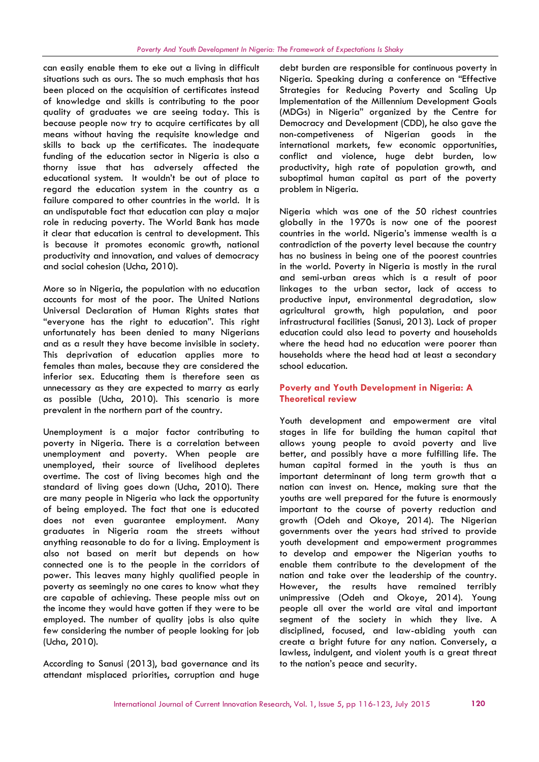can easily enable them to eke out a living in difficult situations such as ours. The so much emphasis that has been placed on the acquisition of certificates instead of knowledge and skills is contributing to the poor quality of graduates we are seeing today. This is because people now try to acquire certificates by all means without having the requisite knowledge and skills to back up the certificates. The inadequate funding of the education sector in Nigeria is also a thorny issue that has adversely affected the educational system. It wouldn't be out of place to regard the education system in the country as a failure compared to other countries in the world. It is an undisputable fact that education can play a major role in reducing poverty. The World Bank has made it clear that education is central to development. This is because it promotes economic growth, national productivity and innovation, and values of democracy and social cohesion (Ucha, 2010).

More so in Nigeria, the population with no education accounts for most of the poor. The United Nations Universal Declaration of Human Rights states that "everyone has the right to education". This right unfortunately has been denied to many Nigerians and as a result they have become invisible in society. This deprivation of education applies more to females than males, because they are considered the inferior sex. Educating them is therefore seen as unnecessary as they are expected to marry as early as possible (Ucha, 2010). This scenario is more prevalent in the northern part of the country.

Unemployment is a major factor contributing to poverty in Nigeria. There is a correlation between unemployment and poverty. When people are unemployed, their source of livelihood depletes overtime. The cost of living becomes high and the standard of living goes down (Ucha, 2010). There are many people in Nigeria who lack the opportunity of being employed. The fact that one is educated does not even guarantee employment. Many graduates in Nigeria roam the streets without anything reasonable to do for a living. Employment is also not based on merit but depends on how connected one is to the people in the corridors of power. This leaves many highly qualified people in poverty as seemingly no one cares to know what they are capable of achieving. These people miss out on the income they would have gotten if they were to be employed. The number of quality jobs is also quite few considering the number of people looking for job (Ucha, 2010).

According to Sanusi (2013), bad governance and its attendant misplaced priorities, corruption and huge debt burden are responsible for continuous poverty in Nigeria. Speaking during a conference on "Effective Strategies for Reducing Poverty and Scaling Up Implementation of the Millennium Development Goals (MDGs) in Nigeria" organized by the Centre for Democracy and Development (CDD), he also gave the non-competiveness of Nigerian goods in the international markets, few economic opportunities, conflict and violence, huge debt burden, low productivity, high rate of population growth, and suboptimal human capital as part of the poverty problem in Nigeria.

Nigeria which was one of the 50 richest countries globally in the 1970s is now one of the poorest countries in the world. Nigeria's immense wealth is a contradiction of the poverty level because the country has no business in being one of the poorest countries in the world. Poverty in Nigeria is mostly in the rural and semi-urban areas which is a result of poor linkages to the urban sector, lack of access to productive input, environmental degradation, slow agricultural growth, high population, and poor infrastructural facilities (Sanusi, 2013). Lack of proper education could also lead to poverty and households where the head had no education were poorer than households where the head had at least a secondary school education.

## Poverty and Youth Development in Nigeria: A Theoretical review

Youth development and empowerment are vital stages in life for building the human capital that allows young people to avoid poverty and live better, and possibly have a more fulfilling life. The human capital formed in the youth is thus an important determinant of long term growth that a nation can invest on. Hence, making sure that the youths are well prepared for the future is enormously important to the course of poverty reduction and growth (Odeh and Okoye, 2014). The Nigerian governments over the years had strived to provide youth development and empowerment programmes to develop and empower the Nigerian youths to enable them contribute to the development of the nation and take over the leadership of the country. However, the results have remained terribly unimpressive (Odeh and Okoye, 2014). Young people all over the world are vital and important segment of the society in which they live. A disciplined, focused, and law-abiding youth can create a bright future for any nation. Conversely, a lawless, indulgent, and violent youth is a great threat to the nation's peace and security.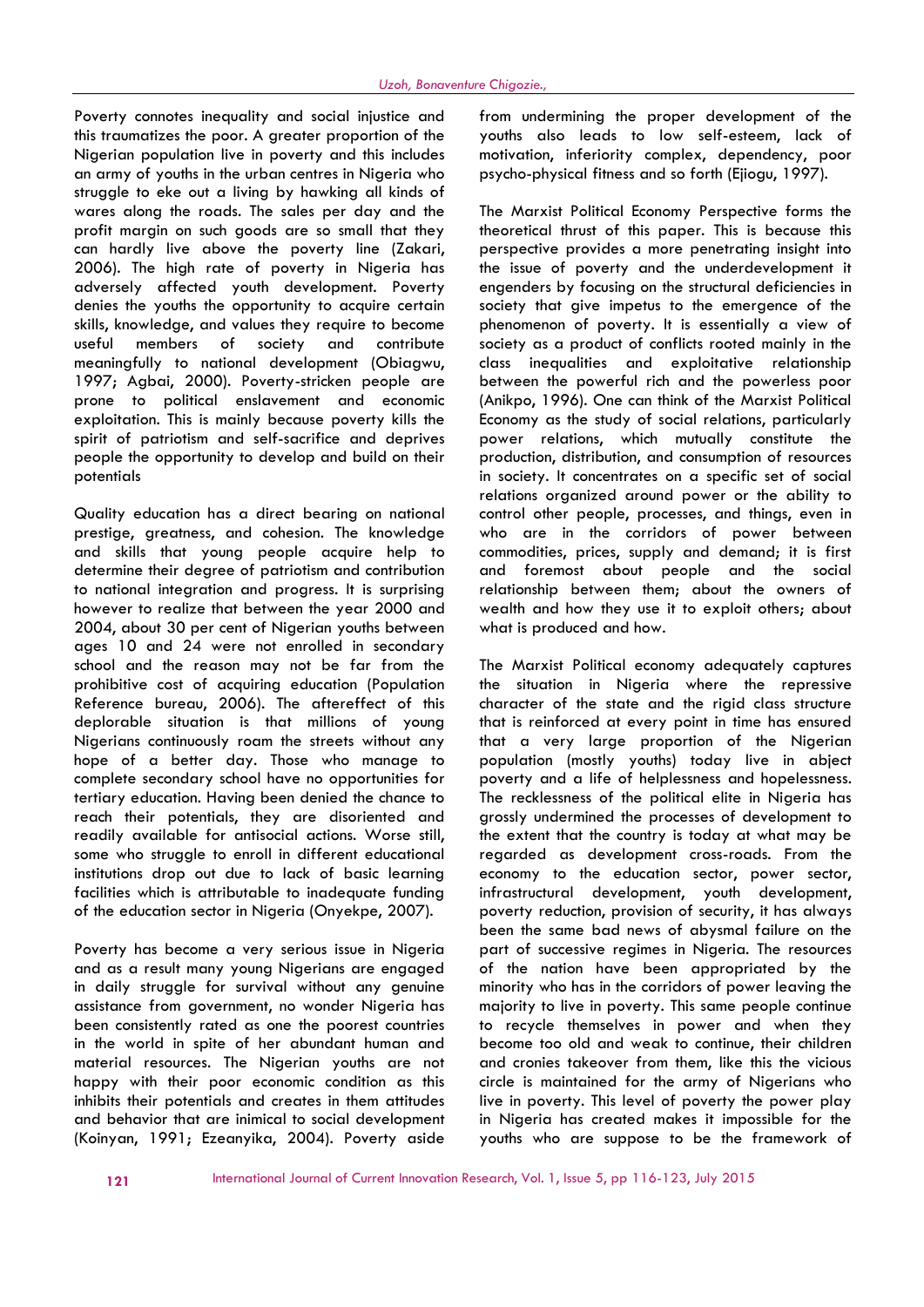Poverty connotes inequality and social injustice and this traumatizes the poor. A greater proportion of the Nigerian population live in poverty and this includes an army of youths in the urban centres in Nigeria who struggle to eke out a living by hawking all kinds of wares along the roads. The sales per day and the profit margin on such goods are so small that they can hardly live above the poverty line (Zakari, 2006). The high rate of poverty in Nigeria has adversely affected youth development. Poverty denies the youths the opportunity to acquire certain skills, knowledge, and values they require to become useful members of society and contribute meaningfully to national development (Obiagwu, 1997; Agbai, 2000). Poverty-stricken people are prone to political enslavement and economic exploitation. This is mainly because poverty kills the spirit of patriotism and self-sacrifice and deprives people the opportunity to develop and build on their potentials

Quality education has a direct bearing on national prestige, greatness, and cohesion. The knowledge and skills that young people acquire help to determine their degree of patriotism and contribution to national integration and progress. It is surprising however to realize that between the year 2000 and 2004, about 30 per cent of Nigerian youths between ages 10 and 24 were not enrolled in secondary school and the reason may not be far from the prohibitive cost of acquiring education (Population Reference bureau, 2006). The aftereffect of this deplorable situation is that millions of young Nigerians continuously roam the streets without any hope of a better day. Those who manage to complete secondary school have no opportunities for tertiary education. Having been denied the chance to reach their potentials, they are disoriented and readily available for antisocial actions. Worse still, some who struggle to enroll in different educational institutions drop out due to lack of basic learning facilities which is attributable to inadequate funding of the education sector in Nigeria (Onyekpe, 2007).

Poverty has become a very serious issue in Nigeria and as a result many young Nigerians are engaged in daily struggle for survival without any genuine assistance from government, no wonder Nigeria has been consistently rated as one the poorest countries in the world in spite of her abundant human and material resources. The Nigerian youths are not happy with their poor economic condition as this inhibits their potentials and creates in them attitudes and behavior that are inimical to social development (Koinyan, 1991; Ezeanyika, 2004). Poverty aside from undermining the proper development of the youths also leads to low self-esteem, lack of motivation, inferiority complex, dependency, poor psycho-physical fitness and so forth (Ejiogu, 1997).

The Marxist Political Economy Perspective forms the theoretical thrust of this paper. This is because this perspective provides a more penetrating insight into the issue of poverty and the underdevelopment it engenders by focusing on the structural deficiencies in society that give impetus to the emergence of the phenomenon of poverty. It is essentially a view of society as a product of conflicts rooted mainly in the class inequalities and exploitative relationship between the powerful rich and the powerless poor (Anikpo, 1996). One can think of the Marxist Political Economy as the study of social relations, particularly power relations, which mutually constitute the production, distribution, and consumption of resources in society. It concentrates on a specific set of social relations organized around power or the ability to control other people, processes, and things, even in who are in the corridors of power between commodities, prices, supply and demand; it is first and foremost about people and the social relationship between them; about the owners of wealth and how they use it to exploit others; about what is produced and how.

The Marxist Political economy adequately captures the situation in Nigeria where the repressive character of the state and the rigid class structure that is reinforced at every point in time has ensured that a very large proportion of the Nigerian population (mostly youths) today live in abject poverty and a life of helplessness and hopelessness. The recklessness of the political elite in Nigeria has grossly undermined the processes of development to the extent that the country is today at what may be regarded as development cross-roads. From the economy to the education sector, power sector, infrastructural development, youth development, poverty reduction, provision of security, it has always been the same bad news of abysmal failure on the part of successive regimes in Nigeria. The resources of the nation have been appropriated by the minority who has in the corridors of power leaving the majority to live in poverty. This same people continue to recycle themselves in power and when they become too old and weak to continue, their children and cronies takeover from them, like this the vicious circle is maintained for the army of Nigerians who live in poverty. This level of poverty the power play in Nigeria has created makes it impossible for the youths who are suppose to be the framework of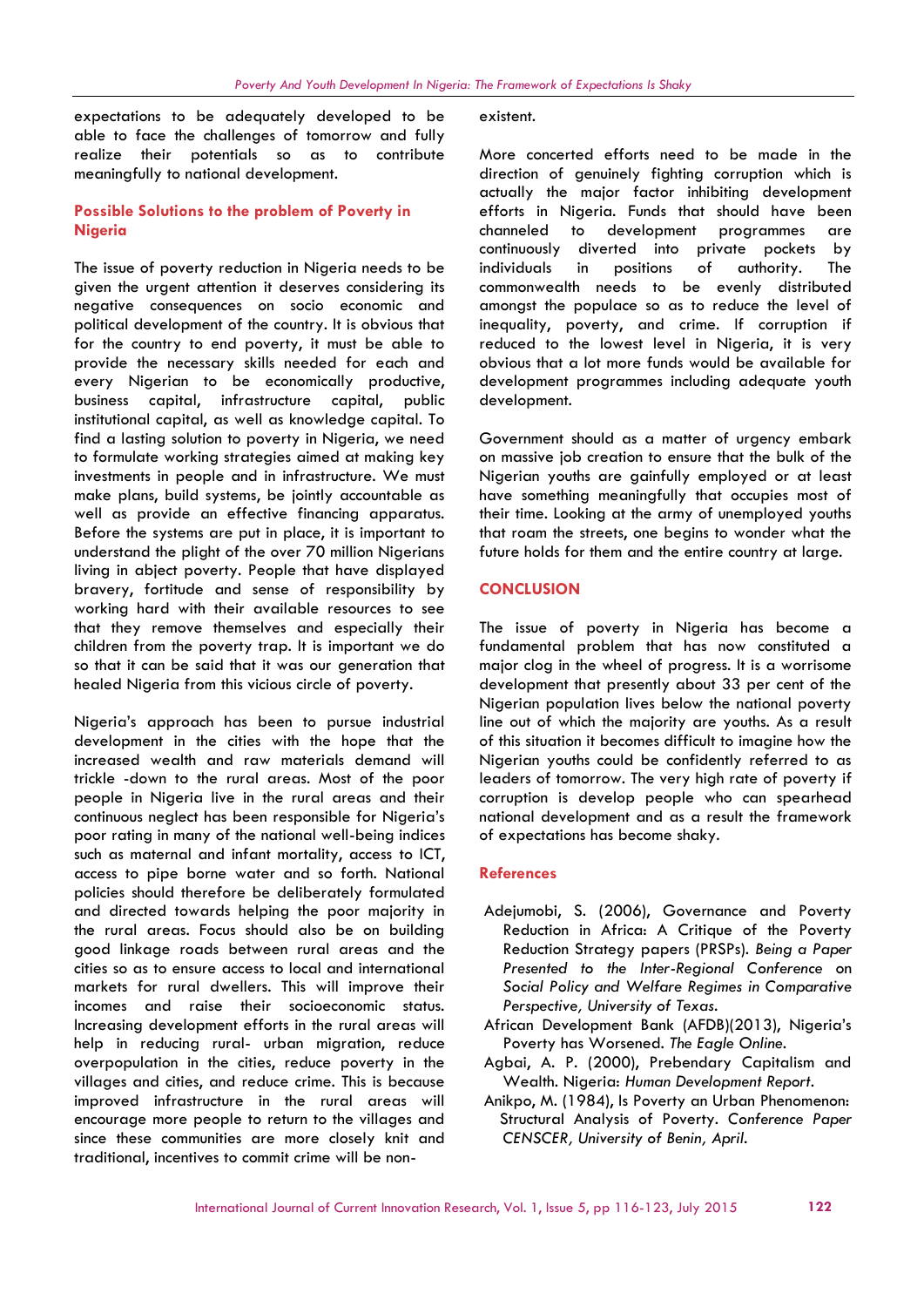expectations to be adequately developed to be able to face the challenges of tomorrow and fully realize their potentials so as to contribute meaningfully to national development.

## Possible Solutions to the problem of Poverty in Nigeria

The issue of poverty reduction in Nigeria needs to be given the urgent attention it deserves considering its negative consequences on socio economic and political development of the country. It is obvious that for the country to end poverty, it must be able to provide the necessary skills needed for each and every Nigerian to be economically productive, business capital, infrastructure capital, public institutional capital, as well as knowledge capital. To find a lasting solution to poverty in Nigeria, we need to formulate working strategies aimed at making key investments in people and in infrastructure. We must make plans, build systems, be jointly accountable as well as provide an effective financing apparatus. Before the systems are put in place, it is important to understand the plight of the over 70 million Nigerians living in abject poverty. People that have displayed bravery, fortitude and sense of responsibility by working hard with their available resources to see that they remove themselves and especially their children from the poverty trap. It is important we do so that it can be said that it was our generation that healed Nigeria from this vicious circle of poverty.

Nigeria's approach has been to pursue industrial development in the cities with the hope that the increased wealth and raw materials demand will trickle -down to the rural areas. Most of the poor people in Nigeria live in the rural areas and their continuous neglect has been responsible for Nigeria's poor rating in many of the national well-being indices such as maternal and infant mortality, access to ICT, access to pipe borne water and so forth. National policies should therefore be deliberately formulated and directed towards helping the poor majority in the rural areas. Focus should also be on building good linkage roads between rural areas and the cities so as to ensure access to local and international markets for rural dwellers. This will improve their incomes and raise their socioeconomic status. Increasing development efforts in the rural areas will help in reducing rural- urban migration, reduce overpopulation in the cities, reduce poverty in the villages and cities, and reduce crime. This is because improved infrastructure in the rural areas will encourage more people to return to the villages and since these communities are more closely knit and traditional, incentives to commit crime will be non-existent.

More concerted efforts need to be made in the direction of genuinely fighting corruption which is actually the major factor inhibiting development efforts in Nigeria. Funds that should have been channeled to development programmes are continuously diverted into private pockets by individuals in positions of authority. The commonwealth needs to be evenly distributed amongst the populace so as to reduce the level of inequality, poverty, and crime. If corruption if reduced to the lowest level in Nigeria, it is very obvious that a lot more funds would be available for development programmes including adequate youth development.

Government should as a matter of urgency embark on massive job creation to ensure that the bulk of the Nigerian youths are gainfully employed or at least have something meaningfully that occupies most of their time. Looking at the army of unemployed youths that roam the streets, one begins to wonder what the future holds for them and the entire country at large.

## CONCLUSION

The issue of poverty in Nigeria has become a fundamental problem that has now constituted a major clog in the wheel of progress. It is a worrisome development that presently about 33 per cent of the Nigerian population lives below the national poverty line out of which the majority are youths. As a result of this situation it becomes difficult to imagine how the Nigerian youths could be confidently referred to as leaders of tomorrow. The very high rate of poverty if corruption is develop people who can spearhead national development and as a result the framework of expectations has become shaky.

## References

- Adejumobi, S. (2006), Governance and Poverty Reduction in Africa: A Critique of the Poverty Reduction Strategy papers (PRSPs). *Being a Paper Presented to the Inter-Regional Conference on Social Policy and Welfare Regimes in Comparative Perspective, University of Texas.*
- African Development Bank (AFDB)(2013), Nigeria's Poverty has Worsened. *The Eagle Online.*
- Agbai, A. P. (2000), Prebendary Capitalism and Wealth. Nigeria: *Human Development Report.*
- Anikpo, M. (1984), Is Poverty an Urban Phenomenon: Structural Analysis of Poverty. *Conference Paper CENSCER, University of Benin, April.*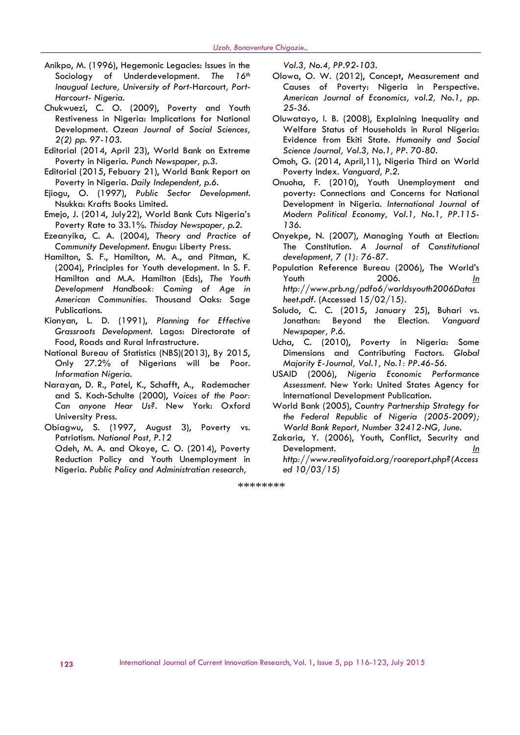Anikpo, M. (1996), Hegemonic Legacies: Issues in the Sociology of Underdevelopment. *The 16th Inaugual Lecture, University of Port-*Harcourt, *Port-Harcourt- Nigeria.*

Chukwuezi, C. O. (2009), Poverty and Youth Restiveness in Nigeria: Implications for National Development. *Ozean Journal of Social Sciences, 2(2) pp. 97-103.*

Editorial (2014, April 23), World Bank on Extreme Poverty in Nigeria. *Punch Newspaper, p.3.*

Editorial (2015, Febuary 21), World Bank Report on Poverty in Nigeria. *Daily Independent, p.6.*

Ejiogu, O. (1997), *Public Sector Development*. Nsukka: Krafts Books Limited.

Emejo, J. (2014, July22), World Bank Cuts Nigeria's Poverty Rate to 33.1%. *Thisday Newspaper, p.2.*

Ezeanyika, C. A. (2004), *Theory and Practice of* Community *Development*. Enugu: Liberty Press.

Hamilton, S. F., Hamilton, M. A., and Pitman, K. (2004), Principles for Youth development. In S. F. Hamilton and M.A. Hamilton (Eds), *The Youth Development Handbook: Coming of Age in American* Communities. Thousand Oaks: Sage Publications.

Kionyan, L. D. (1991), *Planning for Effective Grassroots Development*. Lagos: Directorate of Food, Roads and Rural Infrastructure.

National Bureau of Statistics (NBS)(2013), By 2015, Only 27.2% of Nigerians will be Poor. *Information Nigeria.*

Narayan, D. R., Patel, K., Schafft, A., Rademacher and S. Koch-Schulte (2000), *Voices of the Poor: Can anyone Hear Us?*. New York: Oxford University Press.

Obiagwu, S. (1997, August 3), Poverty vs. Patriotism. *National Post, P.12*

Odeh, M. A. and Okoye, C. O. (2014), Poverty Reduction Policy and Youth Unemployment in Nigeria. *Public Policy and Administration research, Vol.3, No.4, PP.92-103.*

Olowa, O. W. (2012), Concept, Measurement and Causes of Poverty: Nigeria in Perspective. *American Journal of Economics, vol.2, No.1, pp. 25-36.*

Oluwatayo, I. B. (2008), Explaining Inequality and Welfare Status of Households in Rural Nigeria: Evidence from Ekiti State. *Humanity and Social Science Journal, Vol.3, No.1, PP. 70-80.*

Omoh, G. (2014, April,11), Nigeria Third on World Poverty Index. *Vanguard, P.2.*

Onuoha, F. (2010), Youth Unemployment and poverty: Connections and Concerns for National Development in Nigeria. *International Journal of Modern Political Economy, Vol.1, No.1, PP.115-136.*

Onyekpe, N. (2007), Managing Youth at Election: The Constitution. *A Journal of Constitutional development, 7 (1): 76-87.*

Population Reference Bureau (2006), The World's Youth 2006. *In http://www.prb.ng/pdfo6/worldsyouth2006Datasheet.pdf.* (Accessed 15/02/15).

Soludo, C. C. (2015, January 25), Buhari vs. Jonathan: Beyond the Election. *Vanguard Newspaper, P.6.*

Ucha, C. (2010), Poverty in Nigeria: Some Dimensions and Contributing Factors. *Global Majority E-Journal, Vol.1, No.1: PP.46-56.*

USAID (2006), *Nigeria Economic Performance Assessment*. New York: United States Agency for International Development Publication.

World Bank (2005), *Country Partnership Strategy for the Federal Republic of Nigeria (2005-2009); World Bank Report, Number 32412-NG, June.*

Zakaria, Y. (2006), Youth, Conflict, Security and Development. *In http://www.realityofaid.org/roareport.php?(Accessed 10/03/15)*

********